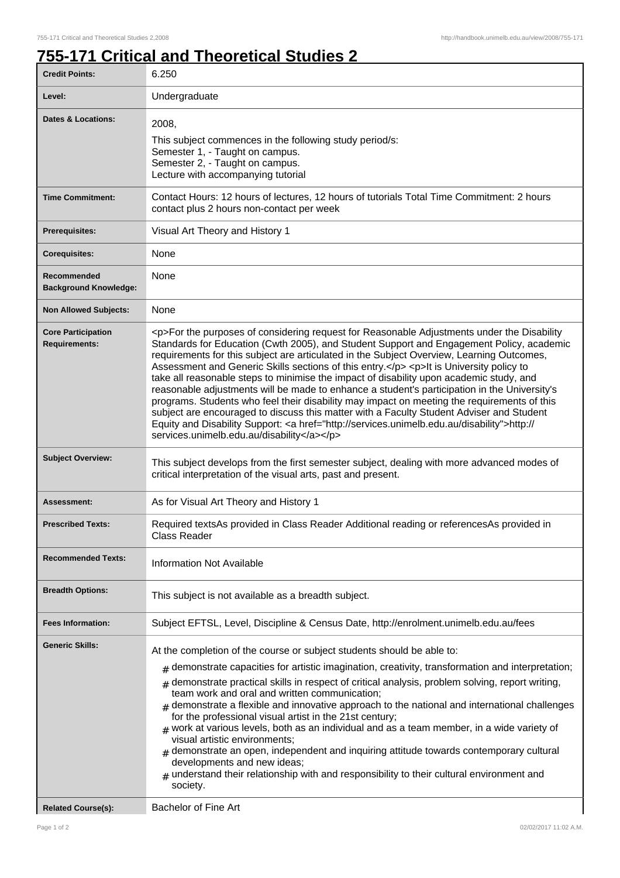# 755-171 Critical and Theoretical Studies 2

| | |
|---|---|
| **Credit Points:** | 6.250 |
| **Level:** | Undergraduate |
| **Dates & Locations:** | 2008,<br>This subject commences in the following study period/s:<br>Semester 1, - Taught on campus.<br>Semester 2, - Taught on campus.<br>Lecture with accompanying tutorial |
| **Time Commitment:** | Contact Hours: 12 hours of lectures, 12 hours of tutorials Total Time Commitment: 2 hours contact plus 2 hours non-contact per week |
| **Prerequisites:** | Visual Art Theory and History 1 |
| **Corequisites:** | None |
| **Recommended Background Knowledge:** | None |
| **Non Allowed Subjects:** | None |
| **Core Participation Requirements:** | <p>For the purposes of considering request for Reasonable Adjustments under the Disability Standards for Education (Cwth 2005), and Student Support and Engagement Policy, academic requirements for this subject are articulated in the Subject Overview, Learning Outcomes, Assessment and Generic Skills sections of this entry.</p> <p>It is University policy to take all reasonable steps to minimise the impact of disability upon academic study, and reasonable adjustments will be made to enhance a student's participation in the University's programs. Students who feel their disability may impact on meeting the requirements of this subject are encouraged to discuss this matter with a Faculty Student Adviser and Student Equity and Disability Support: <a href="http://services.unimelb.edu.au/disability">http://services.unimelb.edu.au/disability</a></p> |
| **Subject Overview:** | This subject develops from the first semester subject, dealing with more advanced modes of critical interpretation of the visual arts, past and present. |
| **Assessment:** | As for Visual Art Theory and History 1 |
| **Prescribed Texts:** | Required textsAs provided in Class Reader Additional reading or referencesAs provided in Class Reader |
| **Recommended Texts:** | Information Not Available |
| **Breadth Options:** | This subject is not available as a breadth subject. |
| **Fees Information:** | Subject EFTSL, Level, Discipline & Census Date, http://enrolment.unimelb.edu.au/fees |
| **Generic Skills:** | At the completion of the course or subject students should be able to:<br># demonstrate capacities for artistic imagination, creativity, transformation and interpretation;<br># demonstrate practical skills in respect of critical analysis, problem solving, report writing, team work and oral and written communication;<br># demonstrate a flexible and innovative approach to the national and international challenges for the professional visual artist in the 21st century;<br># work at various levels, both as an individual and as a team member, in a wide variety of visual artistic environments;<br># demonstrate an open, independent and inquiring attitude towards contemporary cultural developments and new ideas;<br># understand their relationship with and responsibility to their cultural environment and society. |
| **Related Course(s):** | Bachelor of Fine Art |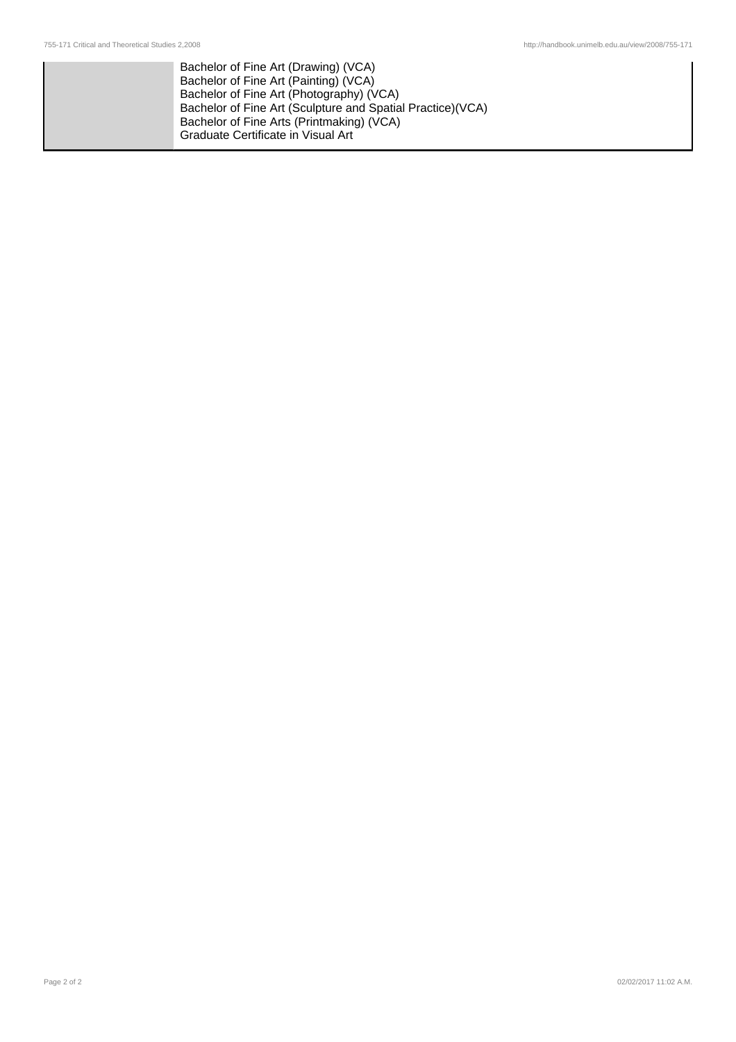| | |
|---|---|
| | Bachelor of Fine Art (Drawing) (VCA)<br>Bachelor of Fine Art (Painting) (VCA)<br>Bachelor of Fine Art (Photography) (VCA)<br>Bachelor of Fine Art (Sculpture and Spatial Practice)(VCA)<br>Bachelor of Fine Arts (Printmaking) (VCA)<br>Graduate Certificate in Visual Art |